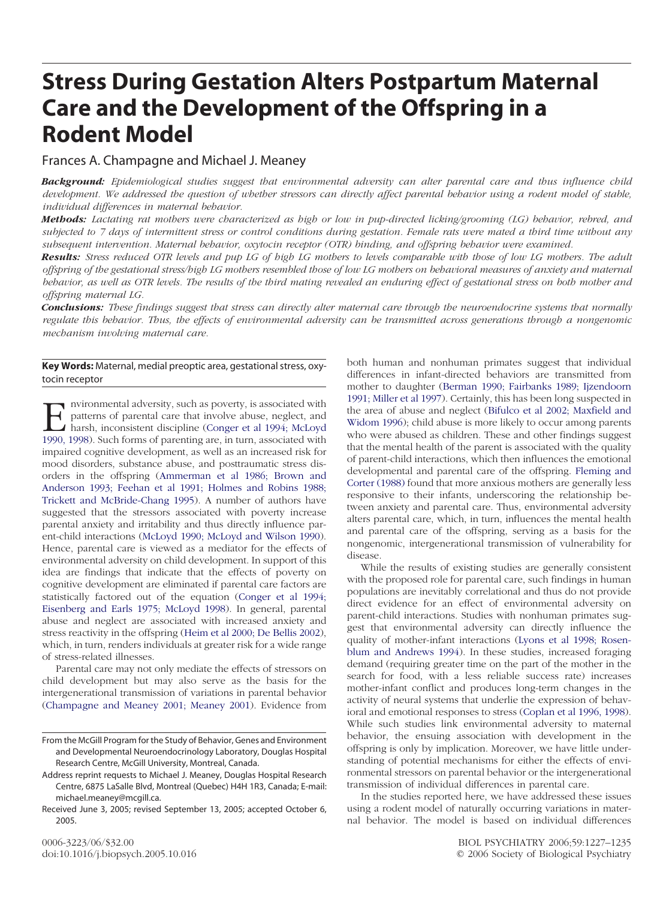# Stress During Gestation Alters Postpartum Maternal Care and the Development of the Offspring in a Rodent Model

Frances A. Champagne and Michael J. Meaney

***Background:*** *Epidemiological studies suggest that environmental adversity can alter parental care and thus influence child development. We addressed the question of whether stressors can directly affect parental behavior using a rodent model of stable, individual differences in maternal behavior.*

***Methods:*** *Lactating rat mothers were characterized as high or low in pup-directed licking/grooming (LG) behavior, rebred, and subjected to 7 days of intermittent stress or control conditions during gestation. Female rats were mated a third time without any subsequent intervention. Maternal behavior, oxytocin receptor (OTR) binding, and offspring behavior were examined.*

***Results:*** *Stress reduced OTR levels and pup LG of high LG mothers to levels comparable with those of low LG mothers. The adult offspring of the gestational stress/high LG mothers resembled those of low LG mothers on behavioral measures of anxiety and maternal behavior, as well as OTR levels. The results of the third mating revealed an enduring effect of gestational stress on both mother and offspring maternal LG.*

***Conclusions:*** *These findings suggest that stress can directly alter maternal care through the neuroendocrine systems that normally regulate this behavior. Thus, the effects of environmental adversity can be transmitted across generations through a nongenomic mechanism involving maternal care.*

**Key Words:** Maternal, medial preoptic area, gestational stress, oxytocin receptor

Environmental adversity, such as poverty, is associated with patterns of parental care that involve abuse, neglect, and harsh, inconsistent discipline (Conger et al 1994; McLoyd 1990, 1998). Such forms of parenting are, in turn, associated with impaired cognitive development, as well as an increased risk for mood disorders, substance abuse, and posttraumatic stress disorders in the offspring (Ammerman et al 1986; Brown and Anderson 1993; Feehan et al 1991; Holmes and Robins 1988; Trickett and McBride-Chang 1995). A number of authors have suggested that the stressors associated with poverty increase parental anxiety and irritability and thus directly influence parent-child interactions (McLoyd 1990; McLoyd and Wilson 1990). Hence, parental care is viewed as a mediator for the effects of environmental adversity on child development. In support of this idea are findings that indicate that the effects of poverty on cognitive development are eliminated if parental care factors are statistically factored out of the equation (Conger et al 1994; Eisenberg and Earls 1975; McLoyd 1998). In general, parental abuse and neglect are associated with increased anxiety and stress reactivity in the offspring (Heim et al 2000; De Bellis 2002), which, in turn, renders individuals at greater risk for a wide range of stress-related illnesses.

Parental care may not only mediate the effects of stressors on child development but may also serve as the basis for the intergenerational transmission of variations in parental behavior (Champagne and Meaney 2001; Meaney 2001). Evidence from both human and nonhuman primates suggest that individual differences in infant-directed behaviors are transmitted from mother to daughter (Berman 1990; Fairbanks 1989; Ijzendoorn 1991; Miller et al 1997). Certainly, this has been long suspected in the area of abuse and neglect (Bifulco et al 2002; Maxfield and Widom 1996); child abuse is more likely to occur among parents who were abused as children. These and other findings suggest that the mental health of the parent is associated with the quality of parent-child interactions, which then influences the emotional developmental and parental care of the offspring. Fleming and Corter (1988) found that more anxious mothers are generally less responsive to their infants, underscoring the relationship between anxiety and parental care. Thus, environmental adversity alters parental care, which, in turn, influences the mental health and parental care of the offspring, serving as a basis for the nongenomic, intergenerational transmission of vulnerability for disease.

While the results of existing studies are generally consistent with the proposed role for parental care, such findings in human populations are inevitably correlational and thus do not provide direct evidence for an effect of environmental adversity on parent-child interactions. Studies with nonhuman primates suggest that environmental adversity can directly influence the quality of mother-infant interactions (Lyons et al 1998; Rosenblum and Andrews 1994). In these studies, increased foraging demand (requiring greater time on the part of the mother in the search for food, with a less reliable success rate) increases mother-infant conflict and produces long-term changes in the activity of neural systems that underlie the expression of behavioral and emotional responses to stress (Coplan et al 1996, 1998). While such studies link environmental adversity to maternal behavior, the ensuing association with development in the offspring is only by implication. Moreover, we have little understanding of potential mechanisms for either the effects of environmental stressors on parental behavior or the intergenerational transmission of individual differences in parental care.

In the studies reported here, we have addressed these issues using a rodent model of naturally occurring variations in maternal behavior. The model is based on individual differences

From the McGill Program for the Study of Behavior, Genes and Environment and Developmental Neuroendocrinology Laboratory, Douglas Hospital Research Centre, McGill University, Montreal, Canada.

Address reprint requests to Michael J. Meaney, Douglas Hospital Research Centre, 6875 LaSalle Blvd, Montreal (Quebec) H4H 1R3, Canada; E-mail: michael.meaney@mcgill.ca.

Received June 3, 2005; revised September 13, 2005; accepted October 6, 2005.

0006-3223/06/$32.00
doi:10.1016/j.biopsych.2005.10.016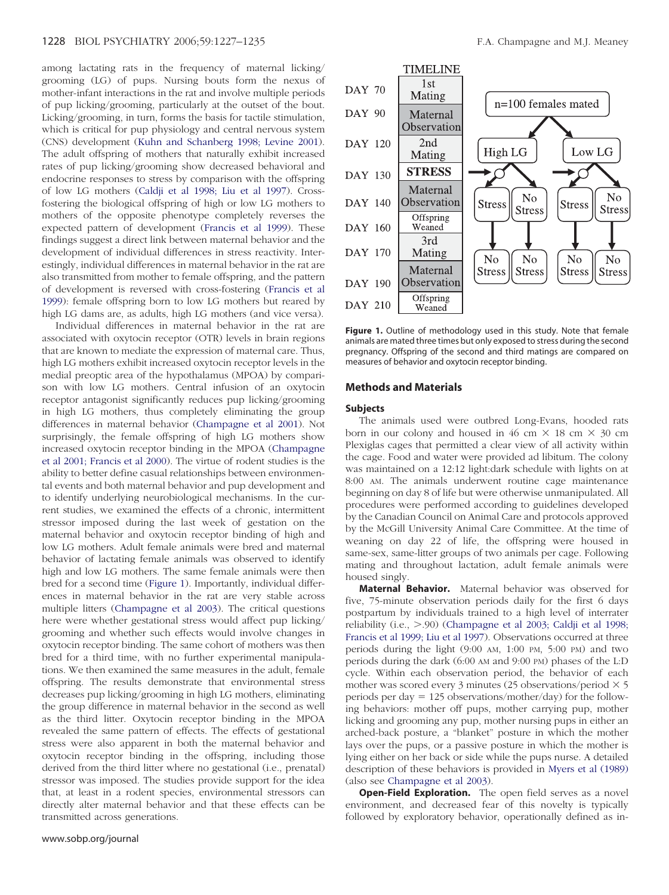among lactating rats in the frequency of maternal licking/grooming (LG) of pups. Nursing bouts form the nexus of mother-infant interactions in the rat and involve multiple periods of pup licking/grooming, particularly at the outset of the bout. Licking/grooming, in turn, forms the basis for tactile stimulation, which is critical for pup physiology and central nervous system (CNS) development (Kuhn and Schanberg 1998; Levine 2001). The adult offspring of mothers that naturally exhibit increased rates of pup licking/grooming show decreased behavioral and endocrine responses to stress by comparison with the offspring of low LG mothers (Caldji et al 1998; Liu et al 1997). Cross-fostering the biological offspring of high or low LG mothers to mothers of the opposite phenotype completely reverses the expected pattern of development (Francis et al 1999). These findings suggest a direct link between maternal behavior and the development of individual differences in stress reactivity. Interestingly, individual differences in maternal behavior in the rat are also transmitted from mother to female offspring, and the pattern of development is reversed with cross-fostering (Francis et al 1999): female offspring born to low LG mothers but reared by high LG dams are, as adults, high LG mothers (and vice versa).

Individual differences in maternal behavior in the rat are associated with oxytocin receptor (OTR) levels in brain regions that are known to mediate the expression of maternal care. Thus, high LG mothers exhibit increased oxytocin receptor levels in the medial preoptic area of the hypothalamus (MPOA) by comparison with low LG mothers. Central infusion of an oxytocin receptor antagonist significantly reduces pup licking/grooming in high LG mothers, thus completely eliminating the group differences in maternal behavior (Champagne et al 2001). Not surprisingly, the female offspring of high LG mothers show increased oxytocin receptor binding in the MPOA (Champagne et al 2001; Francis et al 2000). The virtue of rodent studies is the ability to better define casual relationships between environmental events and both maternal behavior and pup development and to identify underlying neurobiological mechanisms. In the current studies, we examined the effects of a chronic, intermittent stressor imposed during the last week of gestation on the maternal behavior and oxytocin receptor binding of high and low LG mothers. Adult female animals were bred and maternal behavior of lactating female animals was observed to identify high and low LG mothers. The same female animals were then bred for a second time (Figure 1). Importantly, individual differences in maternal behavior in the rat are very stable across multiple litters (Champagne et al 2003). The critical questions here were whether gestational stress would affect pup licking/grooming and whether such effects would involve changes in oxytocin receptor binding. The same cohort of mothers was then bred for a third time, with no further experimental manipulations. We then examined the same measures in the adult, female offspring. The results demonstrate that environmental stress decreases pup licking/grooming in high LG mothers, eliminating the group difference in maternal behavior in the second as well as the third litter. Oxytocin receptor binding in the MPOA revealed the same pattern of effects. The effects of gestational stress were also apparent in both the maternal behavior and oxytocin receptor binding in the offspring, including those derived from the third litter where no gestational (i.e., prenatal) stressor was imposed. The studies provide support for the idea that, at least in a rodent species, environmental stressors can directly alter maternal behavior and that these effects can be transmitted across generations.

**Figure 1.** Outline of methodology used in this study. Note that female animals are mated three times but only exposed to stress during the second pregnancy. Offspring of the second and third matings are compared on measures of behavior and oxytocin receptor binding.

## Methods and Materials

### Subjects

The animals used were outbred Long-Evans, hooded rats born in our colony and housed in 46 cm × 18 cm × 30 cm Plexiglas cages that permitted a clear view of all activity within the cage. Food and water were provided ad libitum. The colony was maintained on a 12:12 light:dark schedule with lights on at 8:00 AM. The animals underwent routine cage maintenance beginning on day 8 of life but were otherwise unmanipulated. All procedures were performed according to guidelines developed by the Canadian Council on Animal Care and protocols approved by the McGill University Animal Care Committee. At the time of weaning on day 22 of life, the offspring were housed in same-sex, same-litter groups of two animals per cage. Following mating and throughout lactation, adult female animals were housed singly.

**Maternal Behavior.** Maternal behavior was observed for five, 75-minute observation periods daily for the first 6 days postpartum by individuals trained to a high level of interrater reliability (i.e., >.90) (Champagne et al 2003; Caldji et al 1998; Francis et al 1999; Liu et al 1997). Observations occurred at three periods during the light (9:00 AM, 1:00 PM, 5:00 PM) and two periods during the dark (6:00 AM and 9:00 PM) phases of the L:D cycle. Within each observation period, the behavior of each mother was scored every 3 minutes (25 observations/period × 5 periods per day = 125 observations/mother/day) for the following behaviors: mother off pups, mother carrying pup, mother licking and grooming any pup, mother nursing pups in either an arched-back posture, a "blanket" posture in which the mother lays over the pups, or a passive posture in which the mother is lying either on her back or side while the pups nurse. A detailed description of these behaviors is provided in Myers et al (1989) (also see Champagne et al 2003).

**Open-Field Exploration.** The open field serves as a novel environment, and decreased fear of this novelty is typically followed by exploratory behavior, operationally defined as in-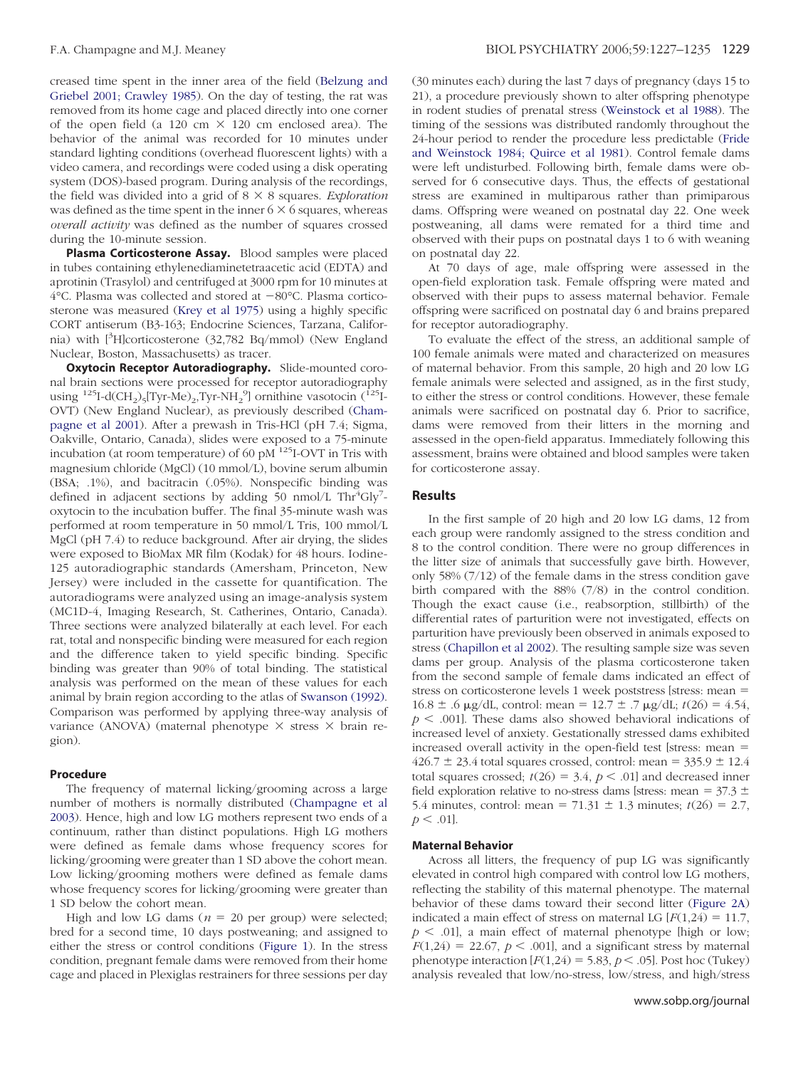creased time spent in the inner area of the field (Belzung and Griebel 2001; Crawley 1985). On the day of testing, the rat was removed from its home cage and placed directly into one corner of the open field (a 120 cm × 120 cm enclosed area). The behavior of the animal was recorded for 10 minutes under standard lighting conditions (overhead fluorescent lights) with a video camera, and recordings were coded using a disk operating system (DOS)-based program. During analysis of the recordings, the field was divided into a grid of 8 × 8 squares. *Exploration* was defined as the time spent in the inner 6 × 6 squares, whereas *overall activity* was defined as the number of squares crossed during the 10-minute session.

**Plasma Corticosterone Assay.** Blood samples were placed in tubes containing ethylenediaminetetraacetic acid (EDTA) and aprotinin (Trasylol) and centrifuged at 3000 rpm for 10 minutes at 4°C. Plasma was collected and stored at −80°C. Plasma corticosterone was measured (Krey et al 1975) using a highly specific CORT antiserum (B3-163; Endocrine Sciences, Tarzana, California) with [$^{3}$H]corticosterone (32,782 Bq/mmol) (New England Nuclear, Boston, Massachusetts) as tracer.

**Oxytocin Receptor Autoradiography.** Slide-mounted coronal brain sections were processed for receptor autoradiography using $^{125}$I-d($CH_2$)$_5$[Tyr-Me)$_2$,Tyr-$NH_2$$^9$] ornithine vasotocin ($^{125}$I-OVT) (New England Nuclear), as previously described (Champagne et al 2001). After a prewash in Tris-HCl (pH 7.4; Sigma, Oakville, Ontario, Canada), slides were exposed to a 75-minute incubation (at room temperature) of 60 pM $^{125}$I-OVT in Tris with magnesium chloride (MgCl) (10 mmol/L), bovine serum albumin (BSA; .1%), and bacitracin (.05%). Nonspecific binding was defined in adjacent sections by adding 50 nmol/L Thr$^4$Gly$^7$-oxytocin to the incubation buffer. The final 35-minute wash was performed at room temperature in 50 mmol/L Tris, 100 mmol/L MgCl (pH 7.4) to reduce background. After air drying, the slides were exposed to BioMax MR film (Kodak) for 48 hours. Iodine-125 autoradiographic standards (Amersham, Princeton, New Jersey) were included in the cassette for quantification. The autoradiograms were analyzed using an image-analysis system (MC1D-4, Imaging Research, St. Catherines, Ontario, Canada). Three sections were analyzed bilaterally at each level. For each rat, total and nonspecific binding were measured for each region and the difference taken to yield specific binding. Specific binding was greater than 90% of total binding. The statistical analysis was performed on the mean of these values for each animal by brain region according to the atlas of Swanson (1992). Comparison was performed by applying three-way analysis of variance (ANOVA) (maternal phenotype × stress × brain region).

### Procedure

The frequency of maternal licking/grooming across a large number of mothers is normally distributed (Champagne et al 2003). Hence, high and low LG mothers represent two ends of a continuum, rather than distinct populations. High LG mothers were defined as female dams whose frequency scores for licking/grooming were greater than 1 SD above the cohort mean. Low licking/grooming mothers were defined as female dams whose frequency scores for licking/grooming were greater than 1 SD below the cohort mean.

High and low LG dams ($n$ = 20 per group) were selected; bred for a second time, 10 days postweaning; and assigned to either the stress or control conditions (Figure 1). In the stress condition, pregnant female dams were removed from their home cage and placed in Plexiglas restrainers for three sessions per day (30 minutes each) during the last 7 days of pregnancy (days 15 to 21), a procedure previously shown to alter offspring phenotype in rodent studies of prenatal stress (Weinstock et al 1988). The timing of the sessions was distributed randomly throughout the 24-hour period to render the procedure less predictable (Fride and Weinstock 1984; Quirce et al 1981). Control female dams were left undisturbed. Following birth, female dams were observed for 6 consecutive days. Thus, the effects of gestational stress are examined in multiparous rather than primiparous dams. Offspring were weaned on postnatal day 22. One week postweaning, all dams were remated for a third time and observed with their pups on postnatal days 1 to 6 with weaning on postnatal day 22.

At 70 days of age, male offspring were assessed in the open-field exploration task. Female offspring were mated and observed with their pups to assess maternal behavior. Female offspring were sacrificed on postnatal day 6 and brains prepared for receptor autoradiography.

To evaluate the effect of the stress, an additional sample of 100 female animals were mated and characterized on measures of maternal behavior. From this sample, 20 high and 20 low LG female animals were selected and assigned, as in the first study, to either the stress or control conditions. However, these female animals were sacrificed on postnatal day 6. Prior to sacrifice, dams were removed from their litters in the morning and assessed in the open-field apparatus. Immediately following this assessment, brains were obtained and blood samples were taken for corticosterone assay.

## Results

In the first sample of 20 high and 20 low LG dams, 12 from each group were randomly assigned to the stress condition and 8 to the control condition. There were no group differences in the litter size of animals that successfully gave birth. However, only 58% (7/12) of the female dams in the stress condition gave birth compared with the 88% (7/8) in the control condition. Though the exact cause (i.e., reabsorption, stillbirth) of the differential rates of parturition were not investigated, effects on parturition have previously been observed in animals exposed to stress (Chapillon et al 2002). The resulting sample size was seven dams per group. Analysis of the plasma corticosterone taken from the second sample of female dams indicated an effect of stress on corticosterone levels 1 week poststress [stress: mean = 16.8 ± .6 μg/dL, control: mean = 12.7 ± .7 μg/dL; $t(26) = 4.54$, $p < .001$]. These dams also showed behavioral indications of increased level of anxiety. Gestationally stressed dams exhibited increased overall activity in the open-field test [stress: mean = 426.7 ± 23.4 total squares crossed, control: mean = 335.9 ± 12.4 total squares crossed; $t(26) = 3.4$, $p < .01$] and decreased inner field exploration relative to no-stress dams [stress: mean = 37.3 ± 5.4 minutes, control: mean = 71.31 ± 1.3 minutes; $t(26) = 2.7$, $p < .01$].

### Maternal Behavior

Across all litters, the frequency of pup LG was significantly elevated in control high compared with control low LG mothers, reflecting the stability of this maternal phenotype. The maternal behavior of these dams toward their second litter (Figure 2A) indicated a main effect of stress on maternal LG [$F(1,24) = 11.7$, $p < .01$], a main effect of maternal phenotype [high or low; $F(1,24) = 22.67$, $p < .001$], and a significant stress by maternal phenotype interaction [$F(1,24) = 5.83$, $p < .05$]. Post hoc (Tukey) analysis revealed that low/no-stress, low/stress, and high/stress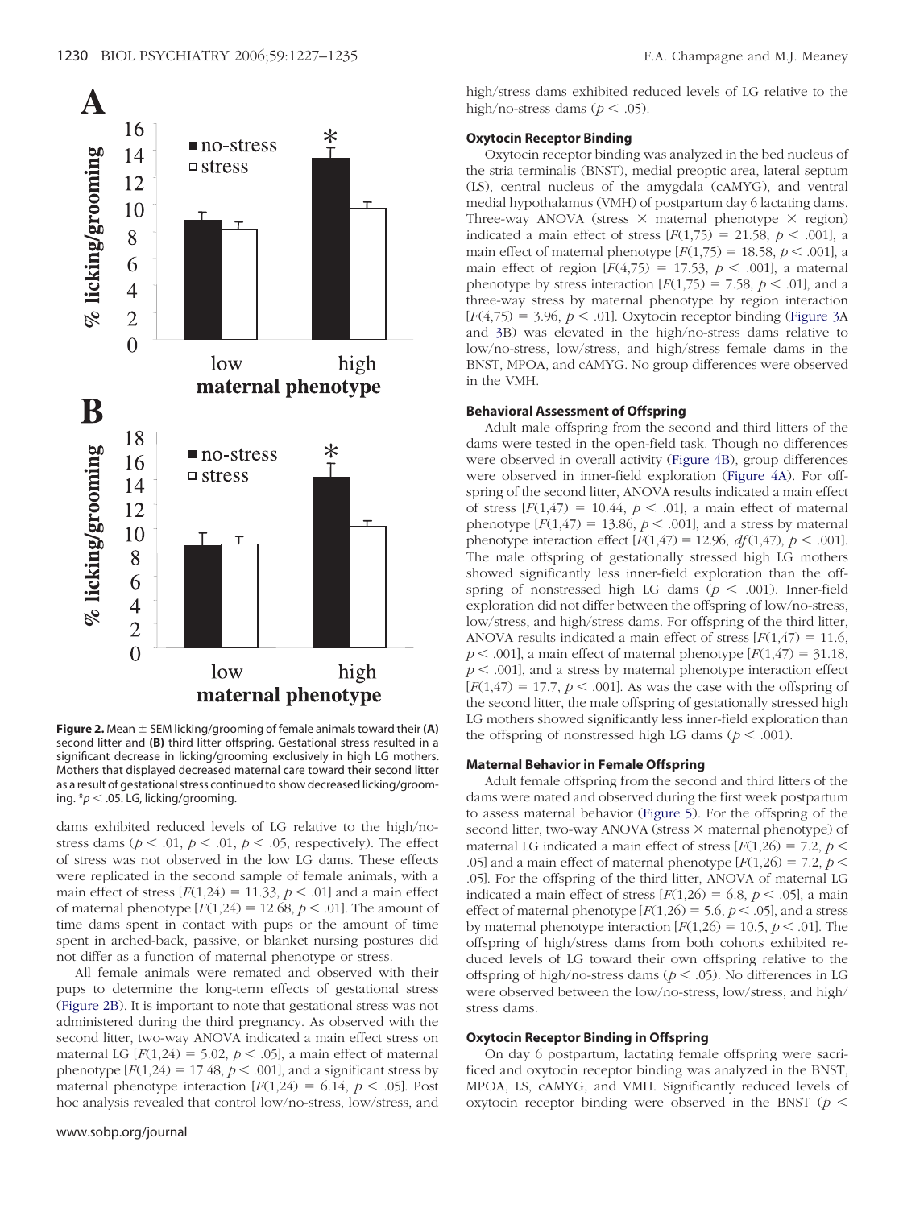**Figure 2.** Mean ± SEM licking/grooming of female animals toward their **(A)** second litter and **(B)** third litter offspring. Gestational stress resulted in a significant decrease in licking/grooming exclusively in high LG mothers. Mothers that displayed decreased maternal care toward their second litter as a result of gestational stress continued to show decreased licking/grooming. $*p < .05$. LG, licking/grooming.

dams exhibited reduced levels of LG relative to the high/no-stress dams ($p < .01$, $p < .01$, $p < .05$, respectively). The effect of stress was not observed in the low LG dams. These effects were replicated in the second sample of female animals, with a main effect of stress [$F(1,24) = 11.33$, $p < .01$] and a main effect of maternal phenotype [$F(1,24) = 12.68$, $p < .01$]. The amount of time dams spent in contact with pups or the amount of time spent in arched-back, passive, or blanket nursing postures did not differ as a function of maternal phenotype or stress.

All female animals were remated and observed with their pups to determine the long-term effects of gestational stress (Figure 2B). It is important to note that gestational stress was not administered during the third pregnancy. As observed with the second litter, two-way ANOVA indicated a main effect stress on maternal LG [$F(1,24) = 5.02$, $p < .05$], a main effect of maternal phenotype [$F(1,24) = 17.48$, $p < .001$], and a significant stress by maternal phenotype interaction [$F(1,24) = 6.14$, $p < .05$]. Post hoc analysis revealed that control low/no-stress, low/stress, and high/stress dams exhibited reduced levels of LG relative to the high/no-stress dams ($p < .05$).

### Oxytocin Receptor Binding

Oxytocin receptor binding was analyzed in the bed nucleus of the stria terminalis (BNST), medial preoptic area, lateral septum (LS), central nucleus of the amygdala (cAMYG), and ventral medial hypothalamus (VMH) of postpartum day 6 lactating dams. Three-way ANOVA (stress × maternal phenotype × region) indicated a main effect of stress [$F(1,75) = 21.58$, $p < .001$], a main effect of maternal phenotype [$F(1,75) = 18.58$, $p < .001$], a main effect of region [$F(4,75) = 17.53$, $p < .001$], a maternal phenotype by stress interaction [$F(1,75) = 7.58$, $p < .01$], and a three-way stress by maternal phenotype by region interaction [$F(4,75) = 3.96$, $p < .01$]. Oxytocin receptor binding (Figure 3A and 3B) was elevated in the high/no-stress dams relative to low/no-stress, low/stress, and high/stress female dams in the BNST, MPOA, and cAMYG. No group differences were observed in the VMH.

### Behavioral Assessment of Offspring

Adult male offspring from the second and third litters of the dams were tested in the open-field task. Though no differences were observed in overall activity (Figure 4B), group differences were observed in inner-field exploration (Figure 4A). For offspring of the second litter, ANOVA results indicated a main effect of stress [$F(1,47) = 10.44$, $p < .01$], a main effect of maternal phenotype [$F(1,47) = 13.86$, $p < .001$], and a stress by maternal phenotype interaction effect [$F(1,47) = 12.96$, $df(1,47)$, $p < .001$]. The male offspring of gestationally stressed high LG mothers showed significantly less inner-field exploration than the offspring of nonstressed high LG dams ($p < .001$). Inner-field exploration did not differ between the offspring of low/no-stress, low/stress, and high/stress dams. For offspring of the third litter, ANOVA results indicated a main effect of stress [$F(1,47) = 11.6$, $p < .001$], a main effect of maternal phenotype [$F(1,47) = 31.18$, $p < .001$], and a stress by maternal phenotype interaction effect [$F(1,47) = 17.7$, $p < .001$]. As was the case with the offspring of the second litter, the male offspring of gestationally stressed high LG mothers showed significantly less inner-field exploration than the offspring of nonstressed high LG dams ($p < .001$).

### Maternal Behavior in Female Offspring

Adult female offspring from the second and third litters of the dams were mated and observed during the first week postpartum to assess maternal behavior (Figure 5). For the offspring of the second litter, two-way ANOVA (stress × maternal phenotype) of maternal LG indicated a main effect of stress [$F(1,26) = 7.2$, $p < .05$] and a main effect of maternal phenotype [$F(1,26) = 7.2$, $p < .05$]. For the offspring of the third litter, ANOVA of maternal LG indicated a main effect of stress [$F(1,26) = 6.8$, $p < .05$], a main effect of maternal phenotype [$F(1,26) = 5.6$, $p < .05$], and a stress by maternal phenotype interaction [$F(1,26) = 10.5$, $p < .01$]. The offspring of high/stress dams from both cohorts exhibited reduced levels of LG toward their own offspring relative to the offspring of high/no-stress dams ($p < .05$). No differences in LG were observed between the low/no-stress, low/stress, and high/stress dams.

### Oxytocin Receptor Binding in Offspring

On day 6 postpartum, lactating female offspring were sacrificed and oxytocin receptor binding was analyzed in the BNST, MPOA, LS, cAMYG, and VMH. Significantly reduced levels of oxytocin receptor binding were observed in the BNST ($p <$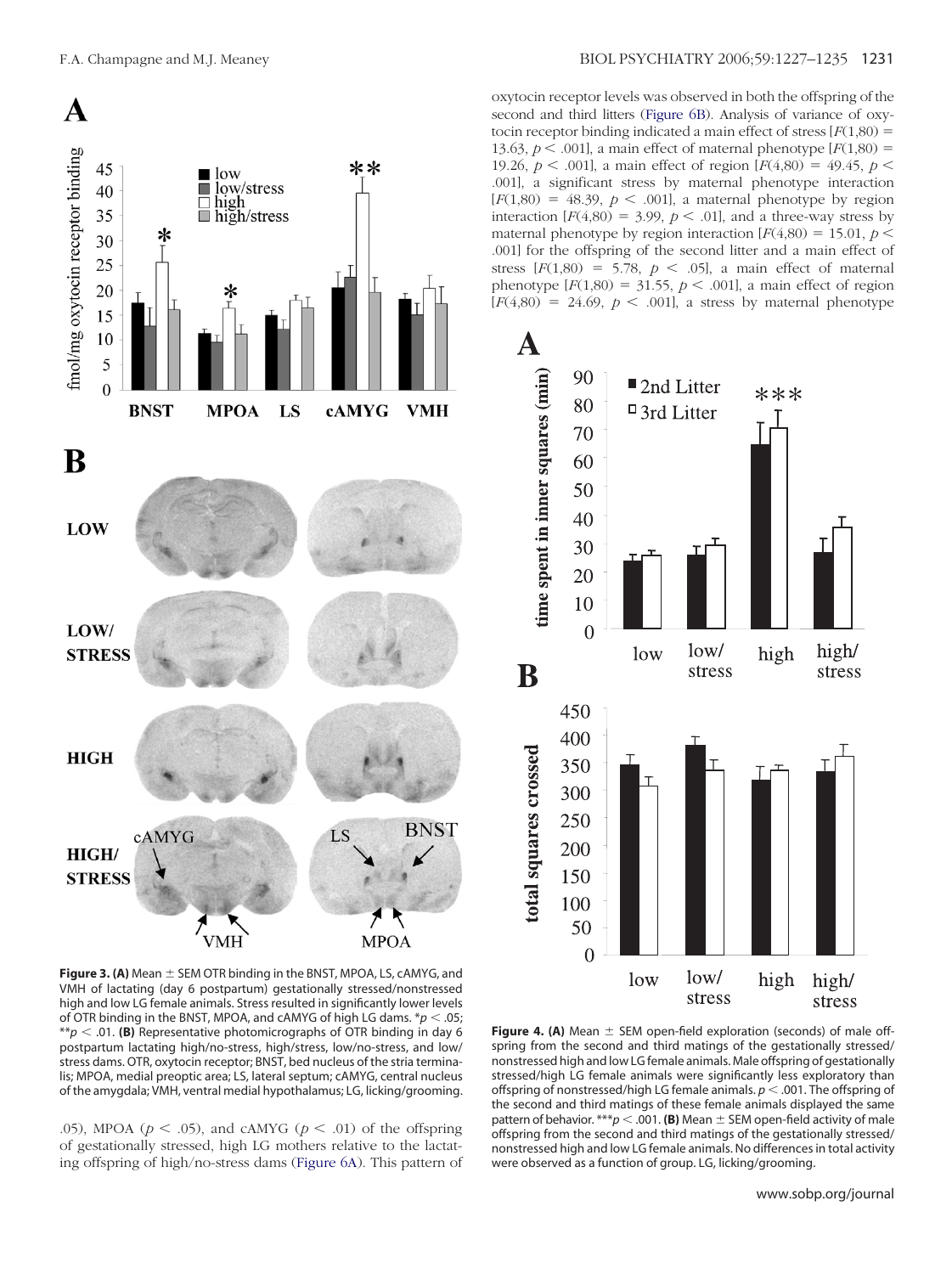oxytocin receptor levels was observed in both the offspring of the second and third litters (Figure 6B). Analysis of variance of oxytocin receptor binding indicated a main effect of stress [$F(1,80) = 13.63$, $p < .001$], a main effect of maternal phenotype [$F(1,80) = 19.26$, $p < .001$], a main effect of region [$F(4,80) = 49.45$, $p < .001$], a significant stress by maternal phenotype interaction [$F(1,80) = 48.39$, $p < .001$], a maternal phenotype by region interaction [$F(4,80) = 3.99$, $p < .01$], and a three-way stress by maternal phenotype by region interaction [$F(4,80) = 15.01$, $p < .001$] for the offspring of the second litter and a main effect of stress [$F(1,80) = 5.78$, $p < .05$], a main effect of maternal phenotype [$F(1,80) = 31.55$, $p < .001$], a main effect of region [$F(4,80) = 24.69$, $p < .001$], a stress by maternal phenotype

**Figure 3.** **(A)** Mean ± SEM OTR binding in the BNST, MPOA, LS, cAMYG, and VMH of lactating (day 6 postpartum) gestationally stressed/nonstressed high and low LG female animals. Stress resulted in significantly lower levels of OTR binding in the BNST, MPOA, and cAMYG of high LG dams. \*$p < .05$; \*\*$p < .01$. **(B)** Representative photomicrographs of OTR binding in day 6 postpartum lactating high/no-stress, high/stress, low/no-stress, and low/stress dams. OTR, oxytocin receptor; BNST, bed nucleus of the stria terminalis; MPOA, medial preoptic area; LS, lateral septum; cAMYG, central nucleus of the amygdala; VMH, ventral medial hypothalamus; LG, licking/grooming.

.05), MPOA ($p < .05$), and cAMYG ($p < .01$) of the offspring of gestationally stressed, high LG mothers relative to the lactating offspring of high/no-stress dams (Figure 6A). This pattern of

**Figure 4.** **(A)** Mean ± SEM open-field exploration (seconds) of male offspring from the second and third matings of the gestationally stressed/nonstressed high and low LG female animals. Male offspring of gestationally stressed/high LG female animals were significantly less exploratory than offspring of nonstressed/high LG female animals. $p < .001$. The offspring of the second and third matings of these female animals displayed the same pattern of behavior. \*\*\*$p < .001$. **(B)** Mean ± SEM open-field activity of male offspring from the second and third matings of the gestationally stressed/nonstressed high and low LG female animals. No differences in total activity were observed as a function of group. LG, licking/grooming.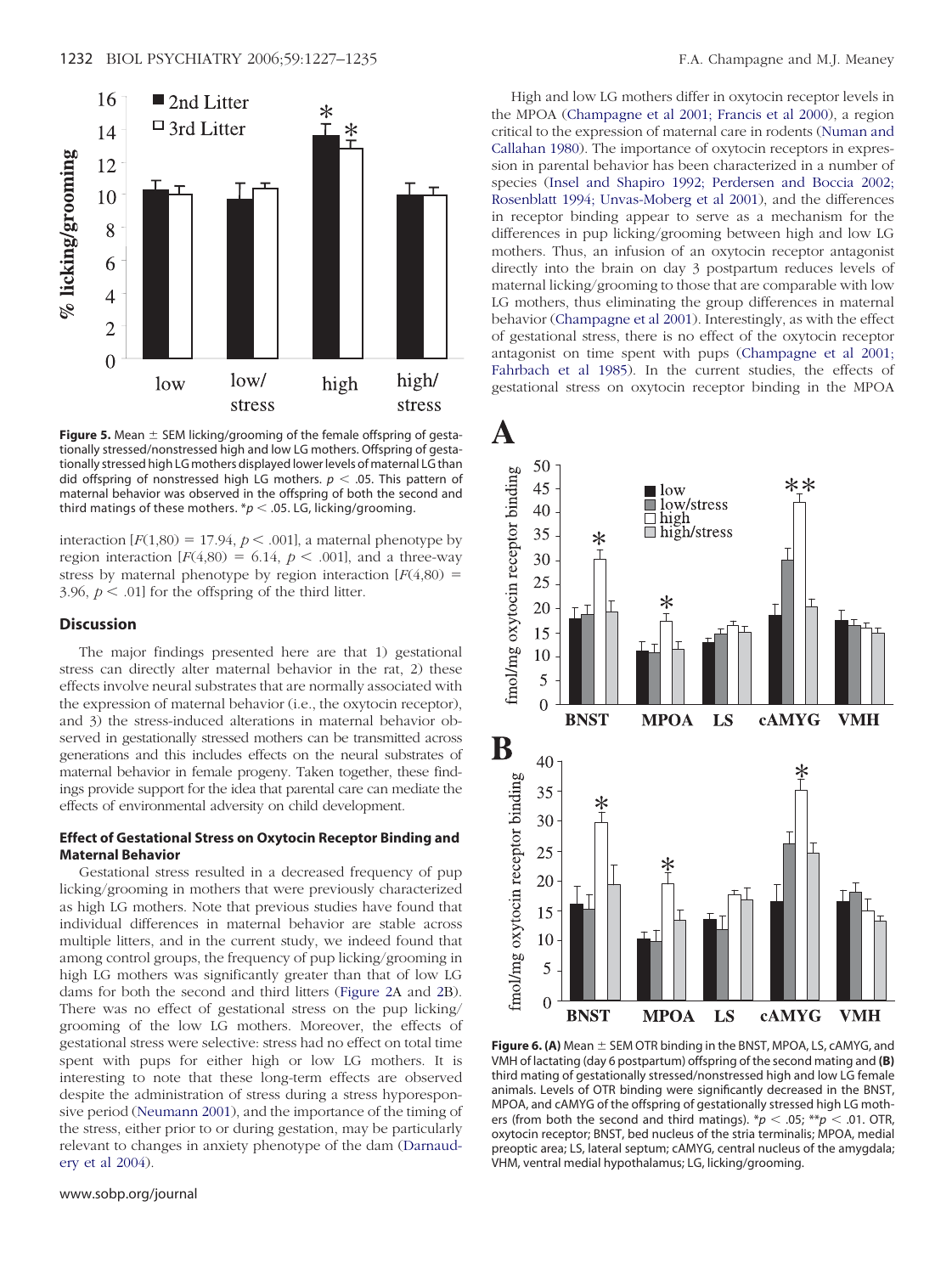**Figure 5.** Mean ± SEM licking/grooming of the female offspring of gestationally stressed/nonstressed high and low LG mothers. Offspring of gestationally stressed high LG mothers displayed lower levels of maternal LG than did offspring of nonstressed high LG mothers. $p < .05$. This pattern of maternal behavior was observed in the offspring of both the second and third matings of these mothers. *$p < .05$. LG, licking/grooming.

interaction [$F(1,80) = 17.94$, $p < .001$], a maternal phenotype by region interaction [$F(4,80) = 6.14$, $p < .001$], and a three-way stress by maternal phenotype by region interaction [$F(4,80) = 3.96$, $p < .01$] for the offspring of the third litter.

## Discussion

The major findings presented here are that 1) gestational stress can directly alter maternal behavior in the rat, 2) these effects involve neural substrates that are normally associated with the expression of maternal behavior (i.e., the oxytocin receptor), and 3) the stress-induced alterations in maternal behavior observed in gestationally stressed mothers can be transmitted across generations and this includes effects on the neural substrates of maternal behavior in female progeny. Taken together, these findings provide support for the idea that parental care can mediate the effects of environmental adversity on child development.

### Effect of Gestational Stress on Oxytocin Receptor Binding and Maternal Behavior

Gestational stress resulted in a decreased frequency of pup licking/grooming in mothers that were previously characterized as high LG mothers. Note that previous studies have found that individual differences in maternal behavior are stable across multiple litters, and in the current study, we indeed found that among control groups, the frequency of pup licking/grooming in high LG mothers was significantly greater than that of low LG dams for both the second and third litters (Figure 2A and 2B). There was no effect of gestational stress on the pup licking/grooming of the low LG mothers. Moreover, the effects of gestational stress were selective: stress had no effect on total time spent with pups for either high or low LG mothers. It is interesting to note that these long-term effects are observed despite the administration of stress during a stress hyporesponsive period (Neumann 2001), and the importance of the timing of the stress, either prior to or during gestation, may be particularly relevant to changes in anxiety phenotype of the dam (Darnaudery et al 2004).

High and low LG mothers differ in oxytocin receptor levels in the MPOA (Champagne et al 2001; Francis et al 2000), a region critical to the expression of maternal care in rodents (Numan and Callahan 1980). The importance of oxytocin receptors in expression in parental behavior has been characterized in a number of species (Insel and Shapiro 1992; Perdersen and Boccia 2002; Rosenblatt 1994; Unvas-Moberg et al 2001), and the differences in receptor binding appear to serve as a mechanism for the differences in pup licking/grooming between high and low LG mothers. Thus, an infusion of an oxytocin receptor antagonist directly into the brain on day 3 postpartum reduces levels of maternal licking/grooming to those that are comparable with low LG mothers, thus eliminating the group differences in maternal behavior (Champagne et al 2001). Interestingly, as with the effect of gestational stress, there is no effect of the oxytocin receptor antagonist on time spent with pups (Champagne et al 2001; Fahrbach et al 1985). In the current studies, the effects of gestational stress on oxytocin receptor binding in the MPOA

**Figure 6. (A)** Mean ± SEM OTR binding in the BNST, MPOA, LS, cAMYG, and VMH of lactating (day 6 postpartum) offspring of the second mating and **(B)** third mating of gestationally stressed/nonstressed high and low LG female animals. Levels of OTR binding were significantly decreased in the BNST, MPOA, and cAMYG of the offspring of gestationally stressed high LG mothers (from both the second and third matings). *$p < .05$; **$p < .01$. OTR, oxytocin receptor; BNST, bed nucleus of the stria terminalis; MPOA, medial preoptic area; LS, lateral septum; cAMYG, central nucleus of the amygdala; VHM, ventral medial hypothalamus; LG, licking/grooming.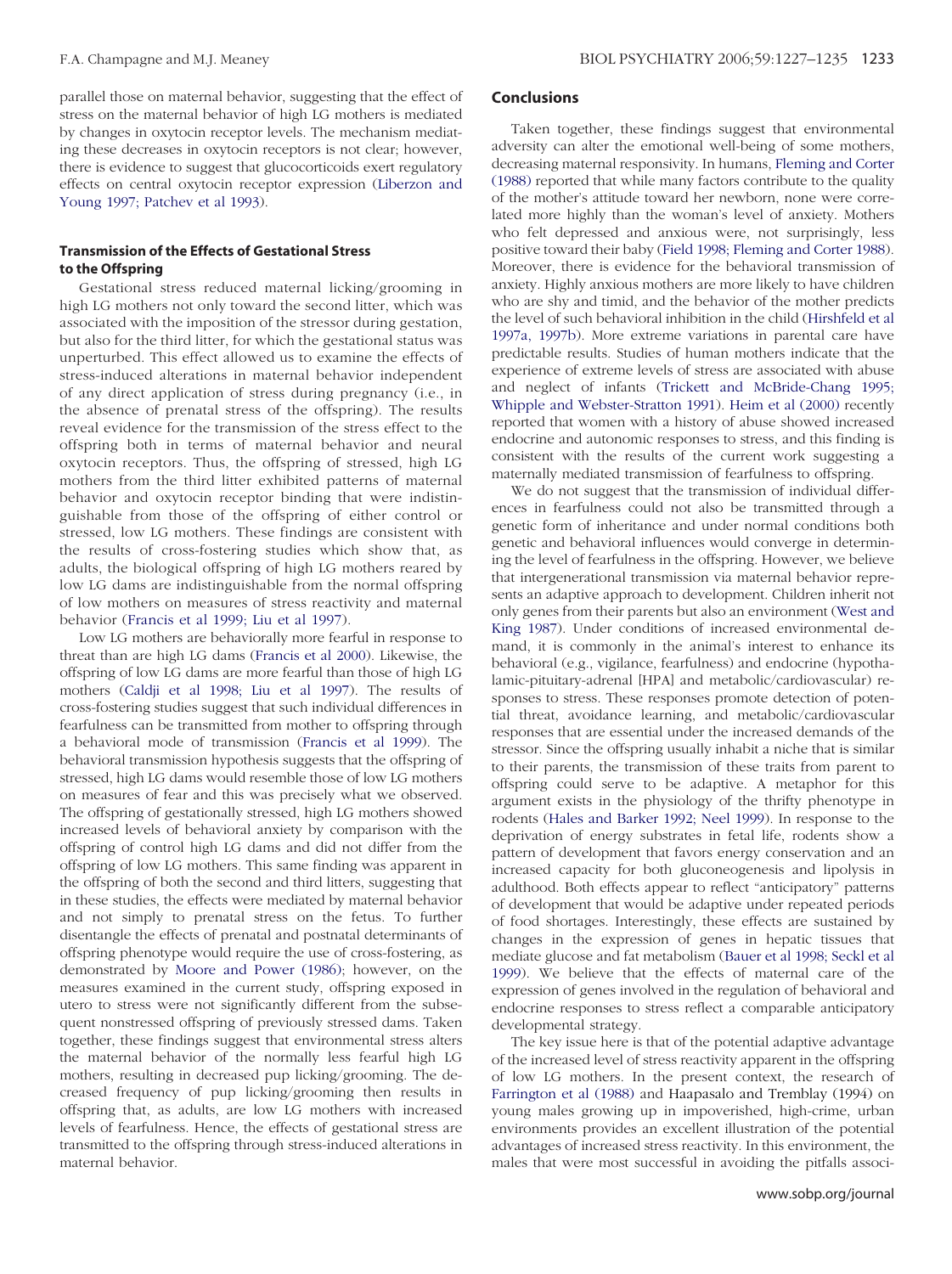parallel those on maternal behavior, suggesting that the effect of stress on the maternal behavior of high LG mothers is mediated by changes in oxytocin receptor levels. The mechanism mediating these decreases in oxytocin receptors is not clear; however, there is evidence to suggest that glucocorticoids exert regulatory effects on central oxytocin receptor expression (Liberzon and Young 1997; Patchev et al 1993).

### Transmission of the Effects of Gestational Stress to the Offspring

Gestational stress reduced maternal licking/grooming in high LG mothers not only toward the second litter, which was associated with the imposition of the stressor during gestation, but also for the third litter, for which the gestational status was unperturbed. This effect allowed us to examine the effects of stress-induced alterations in maternal behavior independent of any direct application of stress during pregnancy (i.e., in the absence of prenatal stress of the offspring). The results reveal evidence for the transmission of the stress effect to the offspring both in terms of maternal behavior and neural oxytocin receptors. Thus, the offspring of stressed, high LG mothers from the third litter exhibited patterns of maternal behavior and oxytocin receptor binding that were indistinguishable from those of the offspring of either control or stressed, low LG mothers. These findings are consistent with the results of cross-fostering studies which show that, as adults, the biological offspring of high LG mothers reared by low LG dams are indistinguishable from the normal offspring of low mothers on measures of stress reactivity and maternal behavior (Francis et al 1999; Liu et al 1997).

Low LG mothers are behaviorally more fearful in response to threat than are high LG dams (Francis et al 2000). Likewise, the offspring of low LG dams are more fearful than those of high LG mothers (Caldji et al 1998; Liu et al 1997). The results of cross-fostering studies suggest that such individual differences in fearfulness can be transmitted from mother to offspring through a behavioral mode of transmission (Francis et al 1999). The behavioral transmission hypothesis suggests that the offspring of stressed, high LG dams would resemble those of low LG mothers on measures of fear and this was precisely what we observed. The offspring of gestationally stressed, high LG mothers showed increased levels of behavioral anxiety by comparison with the offspring of control high LG dams and did not differ from the offspring of low LG mothers. This same finding was apparent in the offspring of both the second and third litters, suggesting that in these studies, the effects were mediated by maternal behavior and not simply to prenatal stress on the fetus. To further disentangle the effects of prenatal and postnatal determinants of offspring phenotype would require the use of cross-fostering, as demonstrated by Moore and Power (1986); however, on the measures examined in the current study, offspring exposed in utero to stress were not significantly different from the subsequent nonstressed offspring of previously stressed dams. Taken together, these findings suggest that environmental stress alters the maternal behavior of the normally less fearful high LG mothers, resulting in decreased pup licking/grooming. The decreased frequency of pup licking/grooming then results in offspring that, as adults, are low LG mothers with increased levels of fearfulness. Hence, the effects of gestational stress are transmitted to the offspring through stress-induced alterations in maternal behavior.

## Conclusions

Taken together, these findings suggest that environmental adversity can alter the emotional well-being of some mothers, decreasing maternal responsivity. In humans, Fleming and Corter (1988) reported that while many factors contribute to the quality of the mother's attitude toward her newborn, none were correlated more highly than the woman's level of anxiety. Mothers who felt depressed and anxious were, not surprisingly, less positive toward their baby (Field 1998; Fleming and Corter 1988). Moreover, there is evidence for the behavioral transmission of anxiety. Highly anxious mothers are more likely to have children who are shy and timid, and the behavior of the mother predicts the level of such behavioral inhibition in the child (Hirshfeld et al 1997a, 1997b). More extreme variations in parental care have predictable results. Studies of human mothers indicate that the experience of extreme levels of stress are associated with abuse and neglect of infants (Trickett and McBride-Chang 1995; Whipple and Webster-Stratton 1991). Heim et al (2000) recently reported that women with a history of abuse showed increased endocrine and autonomic responses to stress, and this finding is consistent with the results of the current work suggesting a maternally mediated transmission of fearfulness to offspring.

We do not suggest that the transmission of individual differences in fearfulness could not also be transmitted through a genetic form of inheritance and under normal conditions both genetic and behavioral influences would converge in determining the level of fearfulness in the offspring. However, we believe that intergenerational transmission via maternal behavior represents an adaptive approach to development. Children inherit not only genes from their parents but also an environment (West and King 1987). Under conditions of increased environmental demand, it is commonly in the animal's interest to enhance its behavioral (e.g., vigilance, fearfulness) and endocrine (hypothalamic-pituitary-adrenal [HPA] and metabolic/cardiovascular) responses to stress. These responses promote detection of potential threat, avoidance learning, and metabolic/cardiovascular responses that are essential under the increased demands of the stressor. Since the offspring usually inhabit a niche that is similar to their parents, the transmission of these traits from parent to offspring could serve to be adaptive. A metaphor for this argument exists in the physiology of the thrifty phenotype in rodents (Hales and Barker 1992; Neel 1999). In response to the deprivation of energy substrates in fetal life, rodents show a pattern of development that favors energy conservation and an increased capacity for both gluconeogenesis and lipolysis in adulthood. Both effects appear to reflect "anticipatory" patterns of development that would be adaptive under repeated periods of food shortages. Interestingly, these effects are sustained by changes in the expression of genes in hepatic tissues that mediate glucose and fat metabolism (Bauer et al 1998; Seckl et al 1999). We believe that the effects of maternal care of the expression of genes involved in the regulation of behavioral and endocrine responses to stress reflect a comparable anticipatory developmental strategy.

The key issue here is that of the potential adaptive advantage of the increased level of stress reactivity apparent in the offspring of low LG mothers. In the present context, the research of Farrington et al (1988) and Haapasalo and Tremblay (1994) on young males growing up in impoverished, high-crime, urban environments provides an excellent illustration of the potential advantages of increased stress reactivity. In this environment, the males that were most successful in avoiding the pitfalls associ-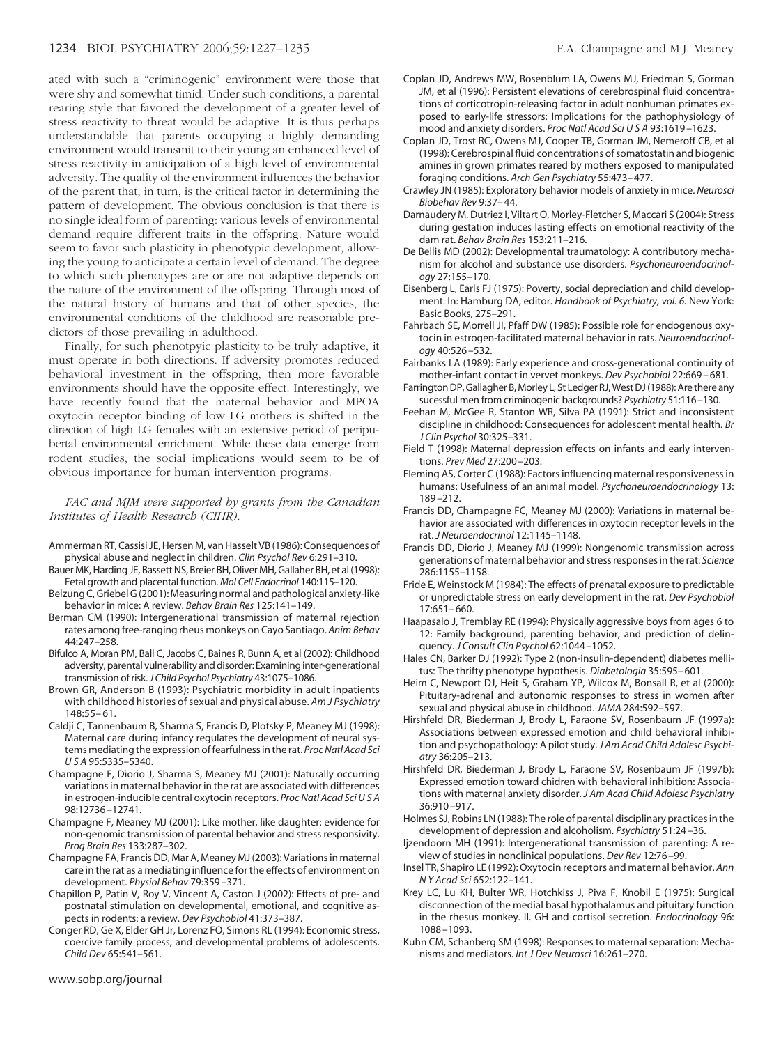ated with such a "criminogenic" environment were those that were shy and somewhat timid. Under such conditions, a parental rearing style that favored the development of a greater level of stress reactivity to threat would be adaptive. It is thus perhaps understandable that parents occupying a highly demanding environment would transmit to their young an enhanced level of stress reactivity in anticipation of a high level of environmental adversity. The quality of the environment influences the behavior of the parent that, in turn, is the critical factor in determining the pattern of development. The obvious conclusion is that there is no single ideal form of parenting: various levels of environmental demand require different traits in the offspring. Nature would seem to favor such plasticity in phenotypic development, allowing the young to anticipate a certain level of demand. The degree to which such phenotypes are or are not adaptive depends on the nature of the environment of the offspring. Through most of the natural history of humans and that of other species, the environmental conditions of the childhood are reasonable predictors of those prevailing in adulthood.

Finally, for such phenotpyic plasticity to be truly adaptive, it must operate in both directions. If adversity promotes reduced behavioral investment in the offspring, then more favorable environments should have the opposite effect. Interestingly, we have recently found that the maternal behavior and MPOA oxytocin receptor binding of low LG mothers is shifted in the direction of high LG females with an extensive period of peripubertal environmental enrichment. While these data emerge from rodent studies, the social implications would seem to be of obvious importance for human intervention programs.

*FAC and MJM were supported by grants from the Canadian Institutes of Health Research (CIHR).*

Ammerman RT, Cassisi JE, Hersen M, van Hasselt VB (1986): Consequences of physical abuse and neglect in children. *Clin Psychol Rev* 6:291–310.

Bauer MK, Harding JE, Bassett NS, Breier BH, Oliver MH, Gallaher BH, et al (1998): Fetal growth and placental function. *Mol Cell Endocrinol* 140:115–120.

Belzung C, Griebel G (2001): Measuring normal and pathological anxiety-like behavior in mice: A review. *Behav Brain Res* 125:141–149.

Berman CM (1990): Intergenerational transmission of maternal rejection rates among free-ranging rheus monkeys on Cayo Santiago. *Anim Behav* 44:247–258.

Bifulco A, Moran PM, Ball C, Jacobs C, Baines R, Bunn A, et al (2002): Childhood adversity, parental vulnerability and disorder: Examining inter-generational transmission of risk. *J Child Psychol Psychiatry* 43:1075–1086.

Brown GR, Anderson B (1993): Psychiatric morbidity in adult inpatients with childhood histories of sexual and physical abuse. *Am J Psychiatry* 148:55–61.

Caldji C, Tannenbaum B, Sharma S, Francis D, Plotsky P, Meaney MJ (1998): Maternal care during infancy regulates the development of neural systems mediating the expression of fearfulness in the rat. *Proc Natl Acad Sci U S A* 95:5335–5340.

Champagne F, Diorio J, Sharma S, Meaney MJ (2001): Naturally occurring variations in maternal behavior in the rat are associated with differences in estrogen-inducible central oxytocin receptors. *Proc Natl Acad Sci U S A* 98:12736–12741.

Champagne F, Meaney MJ (2001): Like mother, like daughter: evidence for non-genomic transmission of parental behavior and stress responsivity. *Prog Brain Res* 133:287–302.

Champagne FA, Francis DD, Mar A, Meaney MJ (2003): Variations in maternal care in the rat as a mediating influence for the effects of environment on development. *Physiol Behav* 79:359–371.

Chapillon P, Patin V, Roy V, Vincent A, Caston J (2002): Effects of pre- and postnatal stimulation on developmental, emotional, and cognitive aspects in rodents: a review. *Dev Psychobiol* 41:373–387.

Conger RD, Ge X, Elder GH Jr, Lorenz FO, Simons RL (1994): Economic stress, coercive family process, and developmental problems of adolescents. *Child Dev* 65:541–561.

Coplan JD, Andrews MW, Rosenblum LA, Owens MJ, Friedman S, Gorman JM, et al (1996): Persistent elevations of cerebrospinal fluid concentrations of corticotropin-releasing factor in adult nonhuman primates exposed to early-life stressors: Implications for the pathophysiology of mood and anxiety disorders. *Proc Natl Acad Sci U S A* 93:1619–1623.

Coplan JD, Trost RC, Owens MJ, Cooper TB, Gorman JM, Nemeroff CB, et al (1998): Cerebrospinal fluid concentrations of somatostatin and biogenic amines in grown primates reared by mothers exposed to manipulated foraging conditions. *Arch Gen Psychiatry* 55:473–477.

Crawley JN (1985): Exploratory behavior models of anxiety in mice. *Neurosci Biobehav Rev* 9:37–44.

Darnaudery M, Dutriez I, Viltart O, Morley-Fletcher S, Maccari S (2004): Stress during gestation induces lasting effects on emotional reactivity of the dam rat. *Behav Brain Res* 153:211–216.

De Bellis MD (2002): Developmental traumatology: A contributory mechanism for alcohol and substance use disorders. *Psychoneuroendocrinology* 27:155–170.

Eisenberg L, Earls FJ (1975): Poverty, social depreciation and child development. In: Hamburg DA, editor. *Handbook of Psychiatry, vol. 6.* New York: Basic Books, 275–291.

Fahrbach SE, Morrell JI, Pfaff DW (1985): Possible role for endogenous oxytocin in estrogen-facilitated maternal behavior in rats. *Neuroendocrinology* 40:526–532.

Fairbanks LA (1989): Early experience and cross-generational continuity of mother-infant contact in vervet monkeys. *Dev Psychobiol* 22:669–681.

Farrington DP, Gallagher B, Morley L, St Ledger RJ, West DJ (1988): Are there any sucessful men from criminogenic backgrounds? *Psychiatry* 51:116–130.

Feehan M, McGee R, Stanton WR, Silva PA (1991): Strict and inconsistent discipline in childhood: Consequences for adolescent mental health. *Br J Clin Psychol* 30:325–331.

Field T (1998): Maternal depression effects on infants and early interventions. *Prev Med* 27:200–203.

Fleming AS, Corter C (1988): Factors influencing maternal responsiveness in humans: Usefulness of an animal model. *Psychoneuroendocrinology* 13: 189–212.

Francis DD, Champagne FC, Meaney MJ (2000): Variations in maternal behavior are associated with differences in oxytocin receptor levels in the rat. *J Neuroendocrinol* 12:1145–1148.

Francis DD, Diorio J, Meaney MJ (1999): Nongenomic transmission across generations of maternal behavior and stress responses in the rat. *Science* 286:1155–1158.

Fride E, Weinstock M (1984): The effects of prenatal exposure to predictable or unpredictable stress on early development in the rat. *Dev Psychobiol* 17:651–660.

Haapasalo J, Tremblay RE (1994): Physically aggressive boys from ages 6 to 12: Family background, parenting behavior, and prediction of delinquency. *J Consult Clin Psychol* 62:1044–1052.

Hales CN, Barker DJ (1992): Type 2 (non-insulin-dependent) diabetes mellitus: The thrifty phenotype hypothesis. *Diabetologia* 35:595–601.

Heim C, Newport DJ, Heit S, Graham YP, Wilcox M, Bonsall R, et al (2000): Pituitary-adrenal and autonomic responses to stress in women after sexual and physical abuse in childhood. *JAMA* 284:592–597.

Hirshfeld DR, Biederman J, Brody L, Faraone SV, Rosenbaum JF (1997a): Associations between expressed emotion and child behavioral inhibition and psychopathology: A pilot study. *J Am Acad Child Adolesc Psychiatry* 36:205–213.

Hirshfeld DR, Biederman J, Brody L, Faraone SV, Rosenbaum JF (1997b): Expressed emotion toward chidren with behavioral inhibition: Associations with maternal anxiety disorder. *J Am Acad Child Adolesc Psychiatry* 36:910–917.

Holmes SJ, Robins LN (1988): The role of parental disciplinary practices in the development of depression and alcoholism. *Psychiatry* 51:24–36.

Ijzendoorn MH (1991): Intergenerational transmission of parenting: A review of studies in nonclinical populations. *Dev Rev* 12:76–99.

Insel TR, Shapiro LE (1992): Oxytocin receptors and maternal behavior. *Ann N Y Acad Sci* 652:122–141.

Krey LC, Lu KH, Bulter WR, Hotchkiss J, Piva F, Knobil E (1975): Surgical disconnection of the medial basal hypothalamus and pituitary function in the rhesus monkey. II. GH and cortisol secretion. *Endocrinology* 96: 1088–1093.

Kuhn CM, Schanberg SM (1998): Responses to maternal separation: Mechanisms and mediators. *Int J Dev Neurosci* 16:261–270.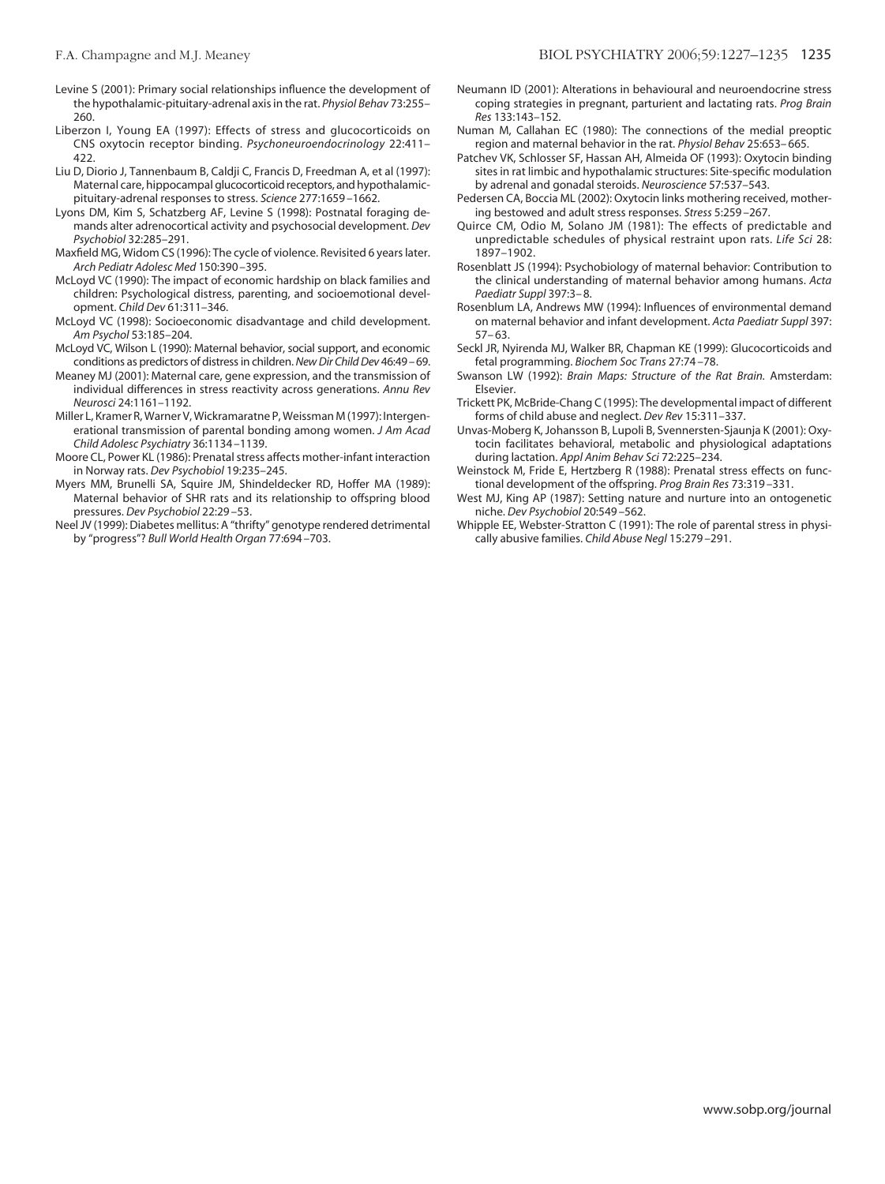Levine S (2001): Primary social relationships influence the development of the hypothalamic-pituitary-adrenal axis in the rat. *Physiol Behav* 73:255–260.

Liberzon I, Young EA (1997): Effects of stress and glucocorticoids on CNS oxytocin receptor binding. *Psychoneuroendocrinology* 22:411–422.

Liu D, Diorio J, Tannenbaum B, Caldji C, Francis D, Freedman A, et al (1997): Maternal care, hippocampal glucocorticoid receptors, and hypothalamic-pituitary-adrenal responses to stress. *Science* 277:1659–1662.

Lyons DM, Kim S, Schatzberg AF, Levine S (1998): Postnatal foraging demands alter adrenocortical activity and psychosocial development. *Dev Psychobiol* 32:285–291.

Maxfield MG, Widom CS (1996): The cycle of violence. Revisited 6 years later. *Arch Pediatr Adolesc Med* 150:390–395.

McLoyd VC (1990): The impact of economic hardship on black families and children: Psychological distress, parenting, and socioemotional development. *Child Dev* 61:311–346.

McLoyd VC (1998): Socioeconomic disadvantage and child development. *Am Psychol* 53:185–204.

McLoyd VC, Wilson L (1990): Maternal behavior, social support, and economic conditions as predictors of distress in children. *New Dir Child Dev* 46:49–69.

Meaney MJ (2001): Maternal care, gene expression, and the transmission of individual differences in stress reactivity across generations. *Annu Rev Neurosci* 24:1161–1192.

Miller L, Kramer R, Warner V, Wickramaratne P, Weissman M (1997): Intergenerational transmission of parental bonding among women. *J Am Acad Child Adolesc Psychiatry* 36:1134–1139.

Moore CL, Power KL (1986): Prenatal stress affects mother-infant interaction in Norway rats. *Dev Psychobiol* 19:235–245.

Myers MM, Brunelli SA, Squire JM, Shindeldecker RD, Hoffer MA (1989): Maternal behavior of SHR rats and its relationship to offspring blood pressures. *Dev Psychobiol* 22:29–53.

Neel JV (1999): Diabetes mellitus: A "thrifty" genotype rendered detrimental by "progress"? *Bull World Health Organ* 77:694–703.

Neumann ID (2001): Alterations in behavioural and neuroendocrine stress coping strategies in pregnant, parturient and lactating rats. *Prog Brain Res* 133:143–152.

Numan M, Callahan EC (1980): The connections of the medial preoptic region and maternal behavior in the rat. *Physiol Behav* 25:653–665.

Patchev VK, Schlosser SF, Hassan AH, Almeida OF (1993): Oxytocin binding sites in rat limbic and hypothalamic structures: Site-specific modulation by adrenal and gonadal steroids. *Neuroscience* 57:537–543.

Pedersen CA, Boccia ML (2002): Oxytocin links mothering received, mothering bestowed and adult stress responses. *Stress* 5:259–267.

Quirce CM, Odio M, Solano JM (1981): The effects of predictable and unpredictable schedules of physical restraint upon rats. *Life Sci* 28:1897–1902.

Rosenblatt JS (1994): Psychobiology of maternal behavior: Contribution to the clinical understanding of maternal behavior among humans. *Acta Paediatr Suppl* 397:3–8.

Rosenblum LA, Andrews MW (1994): Influences of environmental demand on maternal behavior and infant development. *Acta Paediatr Suppl* 397:57–63.

Seckl JR, Nyirenda MJ, Walker BR, Chapman KE (1999): Glucocorticoids and fetal programming. *Biochem Soc Trans* 27:74–78.

Swanson LW (1992): *Brain Maps: Structure of the Rat Brain.* Amsterdam: Elsevier.

Trickett PK, McBride-Chang C (1995): The developmental impact of different forms of child abuse and neglect. *Dev Rev* 15:311–337.

Unvas-Moberg K, Johansson B, Lupoli B, Svennersten-Sjaunja K (2001): Oxytocin facilitates behavioral, metabolic and physiological adaptations during lactation. *Appl Anim Behav Sci* 72:225–234.

Weinstock M, Fride E, Hertzberg R (1988): Prenatal stress effects on functional development of the offspring. *Prog Brain Res* 73:319–331.

West MJ, King AP (1987): Setting nature and nurture into an ontogenetic niche. *Dev Psychobiol* 20:549–562.

Whipple EE, Webster-Stratton C (1991): The role of parental stress in physically abusive families. *Child Abuse Negl* 15:279–291.